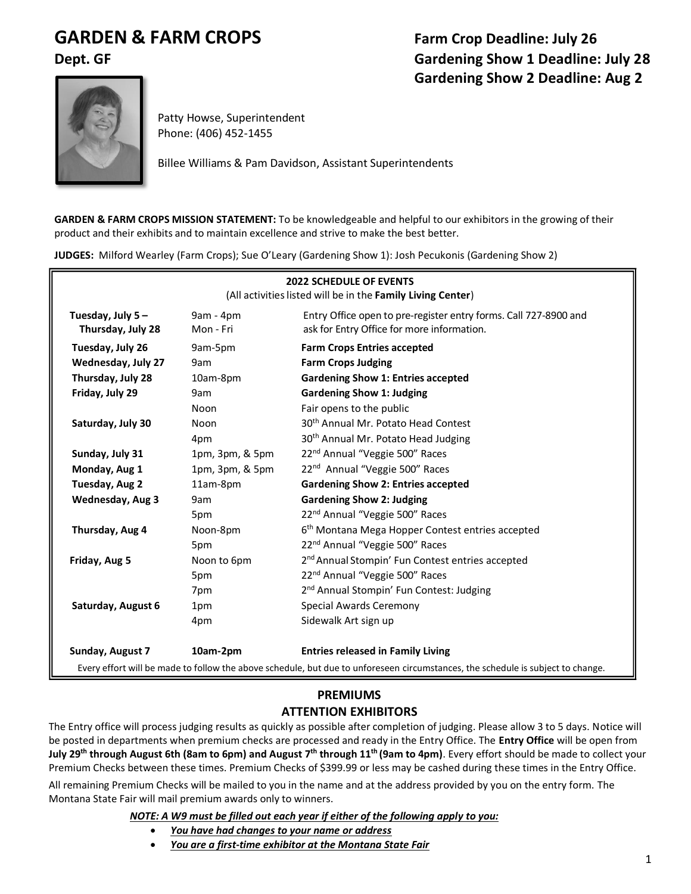# GARDEN & FARM CROPS

**Dept. GF**

**Farm Crop Deadline: July 26**
**Gardening Show 1 Deadline: July 28**
**Gardening Show 2 Deadline: Aug 2**

Patty Howse, Superintendent
Phone: (406) 452-1455

Billee Williams & Pam Davidson, Assistant Superintendents

**GARDEN & FARM CROPS MISSION STATEMENT:** To be knowledgeable and helpful to our exhibitors in the growing of their product and their exhibits and to maintain excellence and strive to make the best better.

**JUDGES:** Milford Wearley (Farm Crops); Sue O'Leary (Gardening Show 1): Josh Pecukonis (Gardening Show 2)

**2022 SCHEDULE OF EVENTS**
(All activities listed will be in the **Family Living Center**)

| Date | Time | Event |
|---|---|---|
| Tuesday, July 5 – Thursday, July 28 | 9am - 4pm Mon - Fri | Entry Office open to pre-register entry forms. Call 727-8900 and ask for Entry Office for more information. |
| Tuesday, July 26 | 9am-5pm | **Farm Crops Entries accepted** |
| Wednesday, July 27 | 9am | **Farm Crops Judging** |
| Thursday, July 28 | 10am-8pm | **Gardening Show 1: Entries accepted** |
| Friday, July 29 | 9am | **Gardening Show 1: Judging** |
| | Noon | Fair opens to the public |
| Saturday, July 30 | Noon | 30th Annual Mr. Potato Head Contest |
| | 4pm | 30th Annual Mr. Potato Head Judging |
| Sunday, July 31 | 1pm, 3pm, & 5pm | 22nd Annual "Veggie 500" Races |
| Monday, Aug 1 | 1pm, 3pm, & 5pm | 22nd Annual "Veggie 500" Races |
| Tuesday, Aug 2 | 11am-8pm | **Gardening Show 2: Entries accepted** |
| Wednesday, Aug 3 | 9am | **Gardening Show 2: Judging** |
| | 5pm | 22nd Annual "Veggie 500" Races |
| Thursday, Aug 4 | Noon-8pm | 6th Montana Mega Hopper Contest entries accepted |
| | 5pm | 22nd Annual "Veggie 500" Races |
| Friday, Aug 5 | Noon to 6pm | 2nd Annual Stompin' Fun Contest entries accepted |
| | 5pm | 22nd Annual "Veggie 500" Races |
| | 7pm | 2nd Annual Stompin' Fun Contest: Judging |
| Saturday, August 6 | 1pm | Special Awards Ceremony |
| | 4pm | Sidewalk Art sign up |
| **Sunday, August 7** | **10am-2pm** | **Entries released in Family Living** |

Every effort will be made to follow the above schedule, but due to unforeseen circumstances, the schedule is subject to change.

## PREMIUMS

## ATTENTION EXHIBITORS

The Entry office will process judging results as quickly as possible after completion of judging. Please allow 3 to 5 days. Notice will be posted in departments when premium checks are processed and ready in the Entry Office. The **Entry Office** will be open from **July 29th through August 6th (8am to 6pm) and August 7th through 11th (9am to 4pm)**. Every effort should be made to collect your Premium Checks between these times. Premium Checks of $399.99 or less may be cashed during these times in the Entry Office.

All remaining Premium Checks will be mailed to you in the name and at the address provided by you on the entry form. The Montana State Fair will mail premium awards only to winners.

***NOTE: A W9 must be filled out each year if either of the following apply to you:***

- ***You have had changes to your name or address***
- ***You are a first-time exhibitor at the Montana State Fair***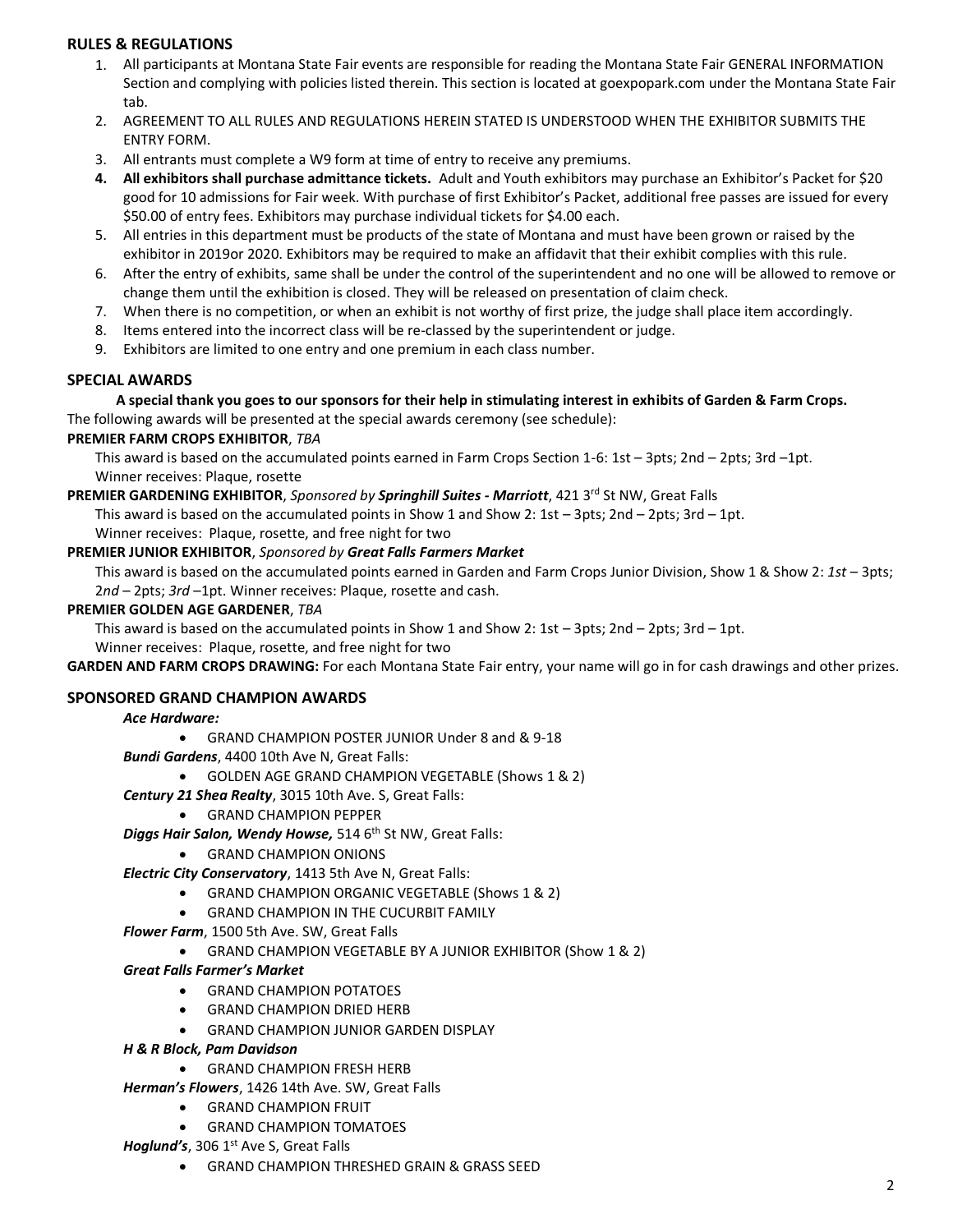## RULES & REGULATIONS

1. All participants at Montana State Fair events are responsible for reading the Montana State Fair GENERAL INFORMATION Section and complying with policies listed therein. This section is located at goexpopark.com under the Montana State Fair tab.
2. AGREEMENT TO ALL RULES AND REGULATIONS HEREIN STATED IS UNDERSTOOD WHEN THE EXHIBITOR SUBMITS THE ENTRY FORM.
3. All entrants must complete a W9 form at time of entry to receive any premiums.
4. **All exhibitors shall purchase admittance tickets.** Adult and Youth exhibitors may purchase an Exhibitor's Packet for $20 good for 10 admissions for Fair week. With purchase of first Exhibitor's Packet, additional free passes are issued for every $50.00 of entry fees. Exhibitors may purchase individual tickets for $4.00 each.
5. All entries in this department must be products of the state of Montana and must have been grown or raised by the exhibitor in 2019or 2020. Exhibitors may be required to make an affidavit that their exhibit complies with this rule.
6. After the entry of exhibits, same shall be under the control of the superintendent and no one will be allowed to remove or change them until the exhibition is closed. They will be released on presentation of claim check.
7. When there is no competition, or when an exhibit is not worthy of first prize, the judge shall place item accordingly.
8. Items entered into the incorrect class will be re-classed by the superintendent or judge.
9. Exhibitors are limited to one entry and one premium in each class number.

## SPECIAL AWARDS

**A special thank you goes to our sponsors for their help in stimulating interest in exhibits of Garden & Farm Crops.**

The following awards will be presented at the special awards ceremony (see schedule):

**PREMIER FARM CROPS EXHIBITOR**, *TBA*

This award is based on the accumulated points earned in Farm Crops Section 1-6: 1st – 3pts; 2nd – 2pts; 3rd –1pt.
Winner receives: Plaque, rosette

**PREMIER GARDENING EXHIBITOR**, *Sponsored by* ***Springhill Suites - Marriott***, 421 3rd St NW, Great Falls

This award is based on the accumulated points in Show 1 and Show 2: 1st – 3pts; 2nd – 2pts; 3rd – 1pt.
Winner receives: Plaque, rosette, and free night for two

**PREMIER JUNIOR EXHIBITOR**, *Sponsored by* ***Great Falls Farmers Market***

This award is based on the accumulated points earned in Garden and Farm Crops Junior Division, Show 1 & Show 2: *1st* – 3pts; 2*nd* – 2pts; *3rd* –1pt. Winner receives: Plaque, rosette and cash.

**PREMIER GOLDEN AGE GARDENER**, *TBA*

This award is based on the accumulated points in Show 1 and Show 2: 1st – 3pts; 2nd – 2pts; 3rd – 1pt.
Winner receives: Plaque, rosette, and free night for two

**GARDEN AND FARM CROPS DRAWING:** For each Montana State Fair entry, your name will go in for cash drawings and other prizes.

## SPONSORED GRAND CHAMPION AWARDS

***Ace Hardware:***
- GRAND CHAMPION POSTER JUNIOR Under 8 and & 9-18

***Bundi Gardens***, 4400 10th Ave N, Great Falls:
- GOLDEN AGE GRAND CHAMPION VEGETABLE (Shows 1 & 2)

***Century 21 Shea Realty***, 3015 10th Ave. S, Great Falls:
- GRAND CHAMPION PEPPER

***Diggs Hair Salon, Wendy Howse,*** 514 6th St NW, Great Falls:
- GRAND CHAMPION ONIONS

***Electric City Conservatory***, 1413 5th Ave N, Great Falls:
- GRAND CHAMPION ORGANIC VEGETABLE (Shows 1 & 2)
- GRAND CHAMPION IN THE CUCURBIT FAMILY

***Flower Farm***, 1500 5th Ave. SW, Great Falls
- GRAND CHAMPION VEGETABLE BY A JUNIOR EXHIBITOR (Show 1 & 2)

***Great Falls Farmer's Market***
- GRAND CHAMPION POTATOES
- GRAND CHAMPION DRIED HERB
- GRAND CHAMPION JUNIOR GARDEN DISPLAY

***H & R Block, Pam Davidson***
- GRAND CHAMPION FRESH HERB

***Herman's Flowers***, 1426 14th Ave. SW, Great Falls
- GRAND CHAMPION FRUIT
- GRAND CHAMPION TOMATOES

***Hoglund's***, 306 1st Ave S, Great Falls
- GRAND CHAMPION THRESHED GRAIN & GRASS SEED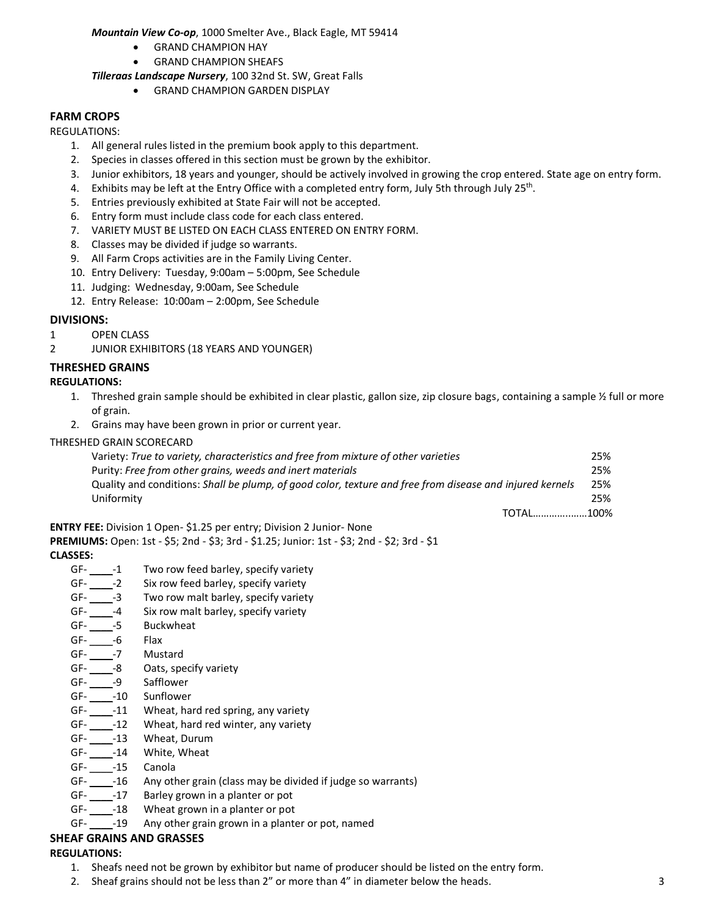*Mountain View Co-op*, 1000 Smelter Ave., Black Eagle, MT 59414

- GRAND CHAMPION HAY
- GRAND CHAMPION SHEAFS

*Tilleraas Landscape Nursery*, 100 32nd St. SW, Great Falls

- GRAND CHAMPION GARDEN DISPLAY

## FARM CROPS

REGULATIONS:

1. All general rules listed in the premium book apply to this department.
2. Species in classes offered in this section must be grown by the exhibitor.
3. Junior exhibitors, 18 years and younger, should be actively involved in growing the crop entered. State age on entry form.
4. Exhibits may be left at the Entry Office with a completed entry form, July 5th through July 25th.
5. Entries previously exhibited at State Fair will not be accepted.
6. Entry form must include class code for each class entered.
7. VARIETY MUST BE LISTED ON EACH CLASS ENTERED ON ENTRY FORM.
8. Classes may be divided if judge so warrants.
9. All Farm Crops activities are in the Family Living Center.
10. Entry Delivery: Tuesday, 9:00am – 5:00pm, See Schedule
11. Judging: Wednesday, 9:00am, See Schedule
12. Entry Release: 10:00am – 2:00pm, See Schedule

### DIVISIONS:

1 OPEN CLASS

2 JUNIOR EXHIBITORS (18 YEARS AND YOUNGER)

### THRESHED GRAINS

**REGULATIONS:**

1. Threshed grain sample should be exhibited in clear plastic, gallon size, zip closure bags, containing a sample ½ full or more of grain.
2. Grains may have been grown in prior or current year.

THRESHED GRAIN SCORECARD

| | |
|---|---|
| Variety: *True to variety, characteristics and free from mixture of other varieties* | 25% |
| Purity: *Free from other grains, weeds and inert materials* | 25% |
| Quality and conditions: *Shall be plump, of good color, texture and free from disease and injured kernels* | 25% |
| Uniformity | 25% |
| TOTAL……………..…. | 100% |

**ENTRY FEE:** Division 1 Open- $1.25 per entry; Division 2 Junior- None

**PREMIUMS:** Open: 1st - $5; 2nd - $3; 3rd - $1.25; Junior: 1st - $3; 2nd - $2; 3rd - $1

**CLASSES:**

GF- ____-1 Two row feed barley, specify variety
GF- ____-2 Six row feed barley, specify variety
GF- ____-3 Two row malt barley, specify variety
GF- ____-4 Six row malt barley, specify variety
GF- ____-5 Buckwheat
GF- ____-6 Flax
GF- ____-7 Mustard
GF- ____-8 Oats, specify variety
GF- ____-9 Safflower
GF- ____-10 Sunflower
GF- ____-11 Wheat, hard red spring, any variety
GF- ____-12 Wheat, hard red winter, any variety
GF- ____-13 Wheat, Durum
GF- ____-14 White, Wheat
GF- ____-15 Canola
GF- ____-16 Any other grain (class may be divided if judge so warrants)
GF- ____-17 Barley grown in a planter or pot
GF- ____-18 Wheat grown in a planter or pot
GF- ____-19 Any other grain grown in a planter or pot, named

### SHEAF GRAINS AND GRASSES

**REGULATIONS:**

1. Sheafs need not be grown by exhibitor but name of producer should be listed on the entry form.
2. Sheaf grains should not be less than 2" or more than 4" in diameter below the heads.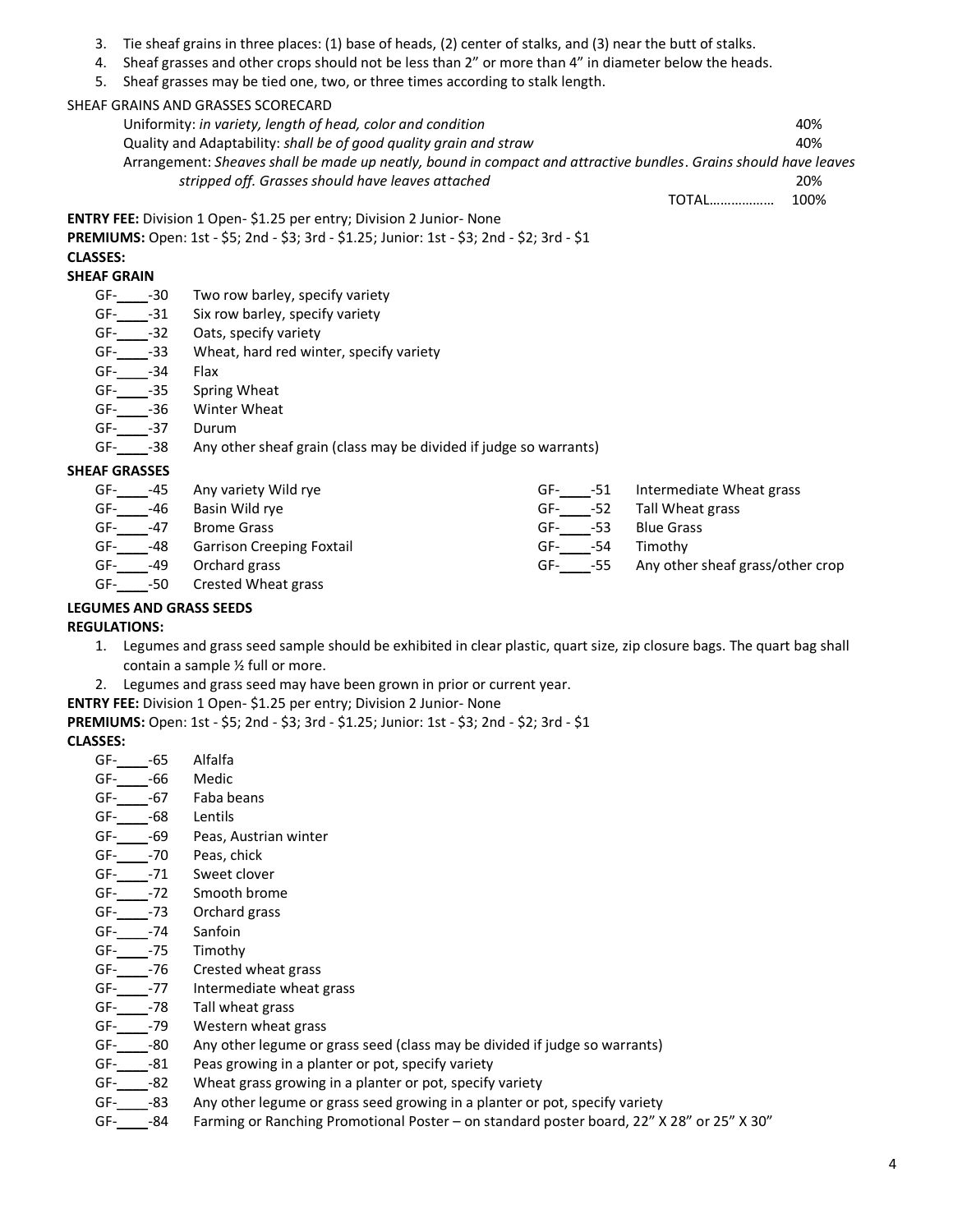3. Tie sheaf grains in three places: (1) base of heads, (2) center of stalks, and (3) near the butt of stalks.
4. Sheaf grasses and other crops should not be less than 2" or more than 4" in diameter below the heads.
5. Sheaf grasses may be tied one, two, or three times according to stalk length.

SHEAF GRAINS AND GRASSES SCORECARD

| | |
|---|---|
| Uniformity: *in variety, length of head, color and condition* | 40% |
| Quality and Adaptability: *shall be of good quality grain and straw* | 40% |
| Arrangement: *Sheaves shall be made up neatly, bound in compact and attractive bundles. Grains should have leaves stripped off. Grasses should have leaves attached* | 20% |
| TOTAL……………… | 100% |

**ENTRY FEE:** Division 1 Open- $1.25 per entry; Division 2 Junior- None

**PREMIUMS:** Open: 1st - $5; 2nd - $3; 3rd - $1.25; Junior: 1st - $3; 2nd - $2; 3rd - $1

**CLASSES:**

**SHEAF GRAIN**

- GF-____-30 Two row barley, specify variety
- GF-____-31 Six row barley, specify variety
- GF-____-32 Oats, specify variety
- GF-____-33 Wheat, hard red winter, specify variety
- GF-____-34 Flax
- GF-____-35 Spring Wheat
- GF-____-36 Winter Wheat
- GF-____-37 Durum
- GF-____-38 Any other sheaf grain (class may be divided if judge so warrants)

**SHEAF GRASSES**

- GF-____-45 Any variety Wild rye
- GF-____-46 Basin Wild rye
- GF-____-47 Brome Grass
- GF-____-48 Garrison Creeping Foxtail
- GF-____-49 Orchard grass
- GF-____-50 Crested Wheat grass
- GF-____-51 Intermediate Wheat grass
- GF-____-52 Tall Wheat grass
- GF-____-53 Blue Grass
- GF-____-54 Timothy
- GF-____-55 Any other sheaf grass/other crop

**LEGUMES AND GRASS SEEDS**

**REGULATIONS:**

1. Legumes and grass seed sample should be exhibited in clear plastic, quart size, zip closure bags. The quart bag shall contain a sample ½ full or more.
2. Legumes and grass seed may have been grown in prior or current year.

**ENTRY FEE:** Division 1 Open- $1.25 per entry; Division 2 Junior- None

**PREMIUMS:** Open: 1st - $5; 2nd - $3; 3rd - $1.25; Junior: 1st - $3; 2nd - $2; 3rd - $1

**CLASSES:**

- GF-____-65 Alfalfa
- GF-____-66 Medic
- GF-____-67 Faba beans
- GF-____-68 Lentils
- GF-____-69 Peas, Austrian winter
- GF-____-70 Peas, chick
- GF-____-71 Sweet clover
- GF-____-72 Smooth brome
- GF-____-73 Orchard grass
- GF-____-74 Sanfoin
- GF-____-75 Timothy
- GF-____-76 Crested wheat grass
- GF-____-77 Intermediate wheat grass
- GF-____-78 Tall wheat grass
- GF-____-79 Western wheat grass
- GF-____-80 Any other legume or grass seed (class may be divided if judge so warrants)
- GF-____-81 Peas growing in a planter or pot, specify variety
- GF-____-82 Wheat grass growing in a planter or pot, specify variety
- GF-____-83 Any other legume or grass seed growing in a planter or pot, specify variety
- GF-____-84 Farming or Ranching Promotional Poster – on standard poster board, 22" X 28" or 25" X 30"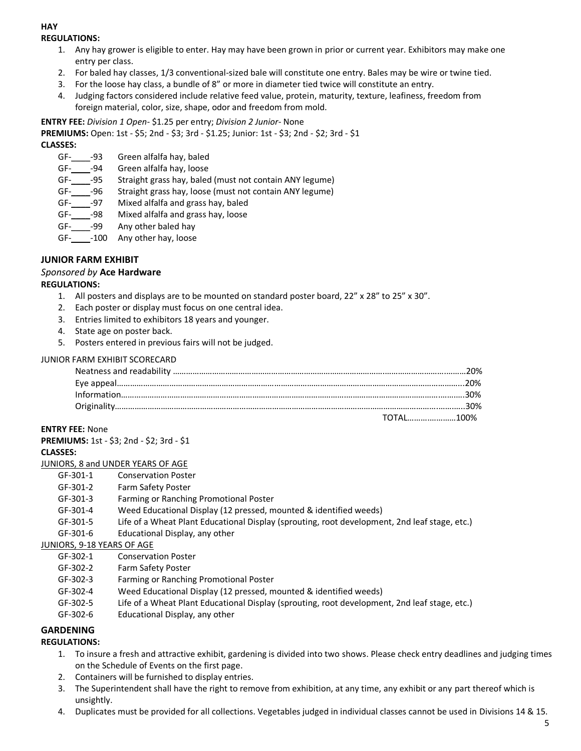**HAY**

**REGULATIONS:**

1. Any hay grower is eligible to enter. Hay may have been grown in prior or current year. Exhibitors may make one entry per class.
2. For baled hay classes, 1/3 conventional-sized bale will constitute one entry. Bales may be wire or twine tied.
3. For the loose hay class, a bundle of 8" or more in diameter tied twice will constitute an entry.
4. Judging factors considered include relative feed value, protein, maturity, texture, leafiness, freedom from foreign material, color, size, shape, odor and freedom from mold.

**ENTRY FEE:** *Division 1 Open*- $1.25 per entry; *Division 2 Junior*- None

**PREMIUMS:** Open: 1st - $5; 2nd - $3; 3rd - $1.25; Junior: 1st - $3; 2nd - $2; 3rd - $1

**CLASSES:**

| | |
|---|---|
| GF-____-93 | Green alfalfa hay, baled |
| GF-____-94 | Green alfalfa hay, loose |
| GF-____-95 | Straight grass hay, baled (must not contain ANY legume) |
| GF-____-96 | Straight grass hay, loose (must not contain ANY legume) |
| GF-____-97 | Mixed alfalfa and grass hay, baled |
| GF-____-98 | Mixed alfalfa and grass hay, loose |
| GF-____-99 | Any other baled hay |
| GF-____-100 | Any other hay, loose |

## JUNIOR FARM EXHIBIT

*Sponsored by* **Ace Hardware**

**REGULATIONS:**

1. All posters and displays are to be mounted on standard poster board, 22" x 28" to 25" x 30".
2. Each poster or display must focus on one central idea.
3. Entries limited to exhibitors 18 years and younger.
4. State age on poster back.
5. Posters entered in previous fairs will not be judged.

JUNIOR FARM EXHIBIT SCORECARD

| | |
|---|---|
| Neatness and readability | 20% |
| Eye appeal | 20% |
| Information | 30% |
| Originality | 30% |
| TOTAL | 100% |

**ENTRY FEE:** None

**PREMIUMS:** 1st - $3; 2nd - $2; 3rd - $1

**CLASSES:**

JUNIORS, 8 and UNDER YEARS OF AGE

| | |
|---|---|
| GF-301-1 | Conservation Poster |
| GF-301-2 | Farm Safety Poster |
| GF-301-3 | Farming or Ranching Promotional Poster |
| GF-301-4 | Weed Educational Display (12 pressed, mounted & identified weeds) |
| GF-301-5 | Life of a Wheat Plant Educational Display (sprouting, root development, 2nd leaf stage, etc.) |
| GF-301-6 | Educational Display, any other |

JUNIORS, 9-18 YEARS OF AGE

| | |
|---|---|
| GF-302-1 | Conservation Poster |
| GF-302-2 | Farm Safety Poster |
| GF-302-3 | Farming or Ranching Promotional Poster |
| GF-302-4 | Weed Educational Display (12 pressed, mounted & identified weeds) |
| GF-302-5 | Life of a Wheat Plant Educational Display (sprouting, root development, 2nd leaf stage, etc.) |
| GF-302-6 | Educational Display, any other |

## GARDENING

**REGULATIONS:**

1. To insure a fresh and attractive exhibit, gardening is divided into two shows. Please check entry deadlines and judging times on the Schedule of Events on the first page.
2. Containers will be furnished to display entries.
3. The Superintendent shall have the right to remove from exhibition, at any time, any exhibit or any part thereof which is unsightly.
4. Duplicates must be provided for all collections. Vegetables judged in individual classes cannot be used in Divisions 14 & 15.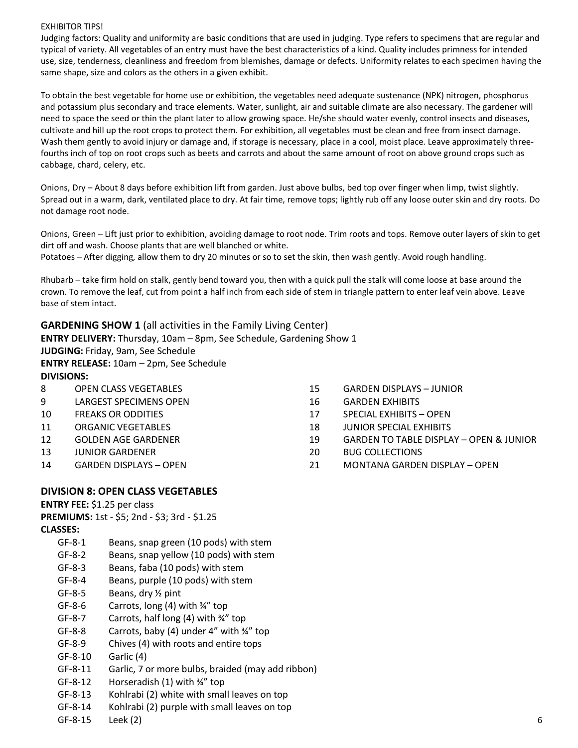EXHIBITOR TIPS!

Judging factors: Quality and uniformity are basic conditions that are used in judging. Type refers to specimens that are regular and typical of variety. All vegetables of an entry must have the best characteristics of a kind. Quality includes primness for intended use, size, tenderness, cleanliness and freedom from blemishes, damage or defects. Uniformity relates to each specimen having the same shape, size and colors as the others in a given exhibit.

To obtain the best vegetable for home use or exhibition, the vegetables need adequate sustenance (NPK) nitrogen, phosphorus and potassium plus secondary and trace elements. Water, sunlight, air and suitable climate are also necessary. The gardener will need to space the seed or thin the plant later to allow growing space. He/she should water evenly, control insects and diseases, cultivate and hill up the root crops to protect them. For exhibition, all vegetables must be clean and free from insect damage. Wash them gently to avoid injury or damage and, if storage is necessary, place in a cool, moist place. Leave approximately three-fourths inch of top on root crops such as beets and carrots and about the same amount of root on above ground crops such as cabbage, chard, celery, etc.

Onions, Dry – About 8 days before exhibition lift from garden. Just above bulbs, bed top over finger when limp, twist slightly. Spread out in a warm, dark, ventilated place to dry. At fair time, remove tops; lightly rub off any loose outer skin and dry roots. Do not damage root node.

Onions, Green – Lift just prior to exhibition, avoiding damage to root node. Trim roots and tops. Remove outer layers of skin to get dirt off and wash. Choose plants that are well blanched or white.
Potatoes – After digging, allow them to dry 20 minutes or so to set the skin, then wash gently. Avoid rough handling.

Rhubarb – take firm hold on stalk, gently bend toward you, then with a quick pull the stalk will come loose at base around the crown. To remove the leaf, cut from point a half inch from each side of stem in triangle pattern to enter leaf vein above. Leave base of stem intact.

## GARDENING SHOW 1 (all activities in the Family Living Center)

**ENTRY DELIVERY:** Thursday, 10am – 8pm, See Schedule, Gardening Show 1
**JUDGING:** Friday, 9am, See Schedule
**ENTRY RELEASE:** 10am – 2pm, See Schedule
**DIVISIONS:**

- 8 OPEN CLASS VEGETABLES
- 9 LARGEST SPECIMENS OPEN
- 10 FREAKS OR ODDITIES
- 11 ORGANIC VEGETABLES
- 12 GOLDEN AGE GARDENER
- 13 JUNIOR GARDENER
- 14 GARDEN DISPLAYS – OPEN
- 15 GARDEN DISPLAYS – JUNIOR
- 16 GARDEN EXHIBITS
- 17 SPECIAL EXHIBITS – OPEN
- 18 JUNIOR SPECIAL EXHIBITS
- 19 GARDEN TO TABLE DISPLAY – OPEN & JUNIOR
- 20 BUG COLLECTIONS
- 21 MONTANA GARDEN DISPLAY – OPEN

### DIVISION 8: OPEN CLASS VEGETABLES

**ENTRY FEE:** $1.25 per class
**PREMIUMS:** 1st - $5; 2nd - $3; 3rd - $1.25
**CLASSES:**

- GF-8-1 Beans, snap green (10 pods) with stem
- GF-8-2 Beans, snap yellow (10 pods) with stem
- GF-8-3 Beans, faba (10 pods) with stem
- GF-8-4 Beans, purple (10 pods) with stem
- GF-8-5 Beans, dry ½ pint
- GF-8-6 Carrots, long (4) with ¾" top
- GF-8-7 Carrots, half long (4) with ¾" top
- GF-8-8 Carrots, baby (4) under 4" with ¾" top
- GF-8-9 Chives (4) with roots and entire tops
- GF-8-10 Garlic (4)
- GF-8-11 Garlic, 7 or more bulbs, braided (may add ribbon)
- GF-8-12 Horseradish (1) with ¾" top
- GF-8-13 Kohlrabi (2) white with small leaves on top
- GF-8-14 Kohlrabi (2) purple with small leaves on top
- GF-8-15 Leek (2)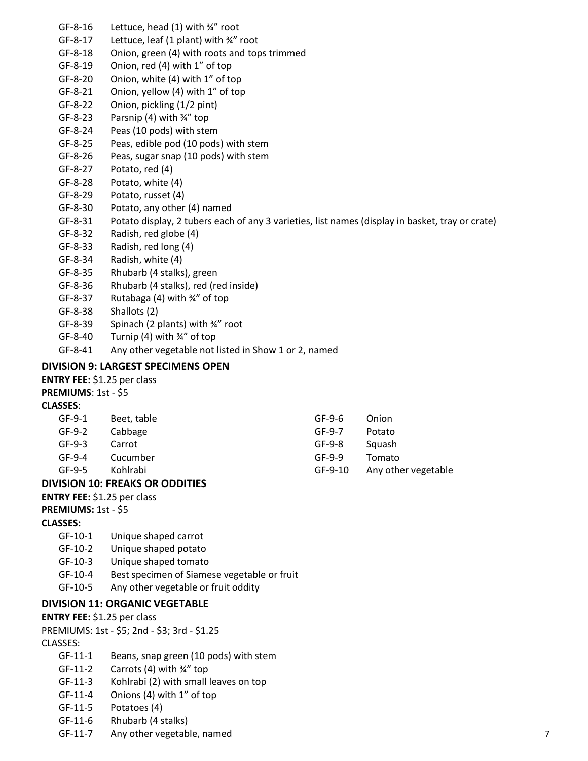- GF-8-16 Lettuce, head (1) with ¾" root
- GF-8-17 Lettuce, leaf (1 plant) with ¾" root
- GF-8-18 Onion, green (4) with roots and tops trimmed
- GF-8-19 Onion, red (4) with 1" of top
- GF-8-20 Onion, white (4) with 1" of top
- GF-8-21 Onion, yellow (4) with 1" of top
- GF-8-22 Onion, pickling (1/2 pint)
- GF-8-23 Parsnip (4) with ¾" top
- GF-8-24 Peas (10 pods) with stem
- GF-8-25 Peas, edible pod (10 pods) with stem
- GF-8-26 Peas, sugar snap (10 pods) with stem
- GF-8-27 Potato, red (4)
- GF-8-28 Potato, white (4)
- GF-8-29 Potato, russet (4)
- GF-8-30 Potato, any other (4) named
- GF-8-31 Potato display, 2 tubers each of any 3 varieties, list names (display in basket, tray or crate)
- GF-8-32 Radish, red globe (4)
- GF-8-33 Radish, red long (4)
- GF-8-34 Radish, white (4)
- GF-8-35 Rhubarb (4 stalks), green
- GF-8-36 Rhubarb (4 stalks), red (red inside)
- GF-8-37 Rutabaga (4) with ¾" of top
- GF-8-38 Shallots (2)
- GF-8-39 Spinach (2 plants) with ¾" root
- GF-8-40 Turnip (4) with ¾" of top
- GF-8-41 Any other vegetable not listed in Show 1 or 2, named

## DIVISION 9: LARGEST SPECIMENS OPEN

**ENTRY FEE:** $1.25 per class

**PREMIUMS**: 1st - $5

**CLASSES**:

- GF-9-1 Beet, table
- GF-9-2 Cabbage
- GF-9-3 Carrot
- GF-9-4 Cucumber
- GF-9-5 Kohlrabi
- GF-9-6 Onion
- GF-9-7 Potato
- GF-9-8 Squash
- GF-9-9 Tomato
- GF-9-10 Any other vegetable

## DIVISION 10: FREAKS OR ODDITIES

**ENTRY FEE:** $1.25 per class

**PREMIUMS:** 1st - $5

**CLASSES:**

- GF-10-1 Unique shaped carrot
- GF-10-2 Unique shaped potato
- GF-10-3 Unique shaped tomato
- GF-10-4 Best specimen of Siamese vegetable or fruit
- GF-10-5 Any other vegetable or fruit oddity

## DIVISION 11: ORGANIC VEGETABLE

**ENTRY FEE:** $1.25 per class

PREMIUMS: 1st - $5; 2nd - $3; 3rd - $1.25

CLASSES:

- GF-11-1 Beans, snap green (10 pods) with stem
- GF-11-2 Carrots (4) with ¾" top
- GF-11-3 Kohlrabi (2) with small leaves on top
- GF-11-4 Onions (4) with 1" of top
- GF-11-5 Potatoes (4)
- GF-11-6 Rhubarb (4 stalks)
- GF-11-7 Any other vegetable, named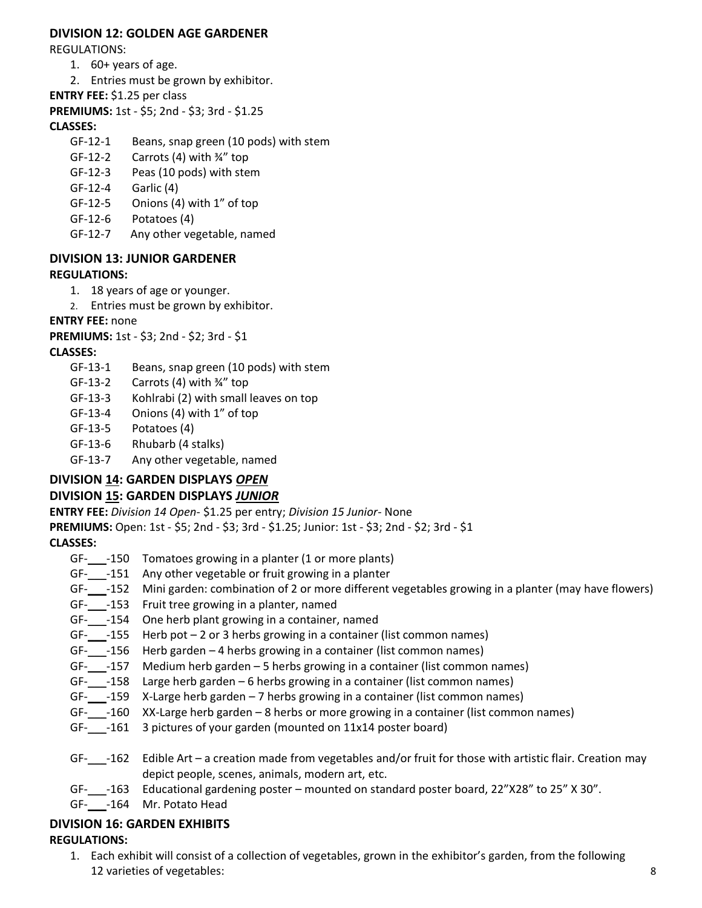## DIVISION 12: GOLDEN AGE GARDENER

REGULATIONS:

1. 60+ years of age.
2. Entries must be grown by exhibitor.

**ENTRY FEE:** $1.25 per class

**PREMIUMS:** 1st - $5; 2nd - $3; 3rd - $1.25

**CLASSES:**

GF-12-1 Beans, snap green (10 pods) with stem
GF-12-2 Carrots (4) with ¾" top
GF-12-3 Peas (10 pods) with stem
GF-12-4 Garlic (4)
GF-12-5 Onions (4) with 1" of top
GF-12-6 Potatoes (4)
GF-12-7 Any other vegetable, named

## DIVISION 13: JUNIOR GARDENER

**REGULATIONS:**

1. 18 years of age or younger.
2. Entries must be grown by exhibitor.

**ENTRY FEE:** none

**PREMIUMS:** 1st - $3; 2nd - $2; 3rd - $1

**CLASSES:**

GF-13-1 Beans, snap green (10 pods) with stem
GF-13-2 Carrots (4) with ¾" top
GF-13-3 Kohlrabi (2) with small leaves on top
GF-13-4 Onions (4) with 1" of top
GF-13-5 Potatoes (4)
GF-13-6 Rhubarb (4 stalks)
GF-13-7 Any other vegetable, named

## DIVISION <u>14</u>: GARDEN DISPLAYS <u>*OPEN*</u>
## DIVISION <u>15</u>: GARDEN DISPLAYS <u>*JUNIOR*</u>

**ENTRY FEE:** *Division 14 Open*- $1.25 per entry; *Division 15 Junior*- None

**PREMIUMS:** Open: 1st - $5; 2nd - $3; 3rd - $1.25; Junior: 1st - $3; 2nd - $2; 3rd - $1

**CLASSES:**

GF-___-150 Tomatoes growing in a planter (1 or more plants)
GF-___-151 Any other vegetable or fruit growing in a planter
GF-___-152 Mini garden: combination of 2 or more different vegetables growing in a planter (may have flowers)
GF-___-153 Fruit tree growing in a planter, named
GF-___-154 One herb plant growing in a container, named
GF-___-155 Herb pot – 2 or 3 herbs growing in a container (list common names)
GF-___-156 Herb garden – 4 herbs growing in a container (list common names)
GF-___-157 Medium herb garden – 5 herbs growing in a container (list common names)
GF-___-158 Large herb garden – 6 herbs growing in a container (list common names)
GF-___-159 X-Large herb garden – 7 herbs growing in a container (list common names)
GF-___-160 XX-Large herb garden – 8 herbs or more growing in a container (list common names)
GF-___-161 3 pictures of your garden (mounted on 11x14 poster board)

GF-___-162 Edible Art – a creation made from vegetables and/or fruit for those with artistic flair. Creation may depict people, scenes, animals, modern art, etc.
GF-___-163 Educational gardening poster – mounted on standard poster board, 22"X28" to 25" X 30".
GF-___-164 Mr. Potato Head

## DIVISION 16: GARDEN EXHIBITS

**REGULATIONS:**

1. Each exhibit will consist of a collection of vegetables, grown in the exhibitor's garden, from the following 12 varieties of vegetables: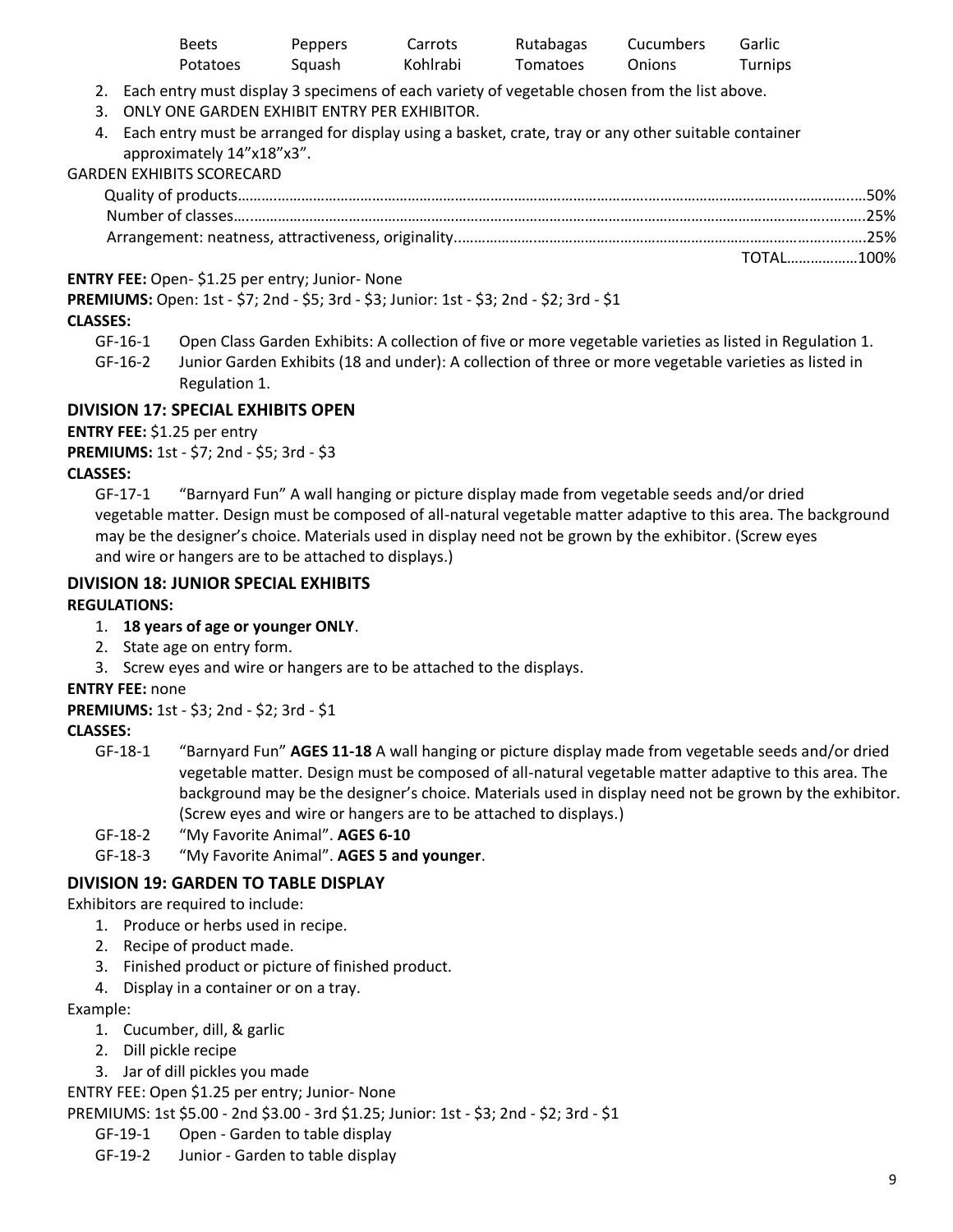| Beets | Peppers | Carrots | Rutabagas | Cucumbers | Garlic |
|---|---|---|---|---|---|
| Potatoes | Squash | Kohlrabi | Tomatoes | Onions | Turnips |

2. Each entry must display 3 specimens of each variety of vegetable chosen from the list above.
3. ONLY ONE GARDEN EXHIBIT ENTRY PER EXHIBITOR.
4. Each entry must be arranged for display using a basket, crate, tray or any other suitable container approximately 14”x18”x3”.

GARDEN EXHIBITS SCORECARD

| | |
|---|---|
| Quality of products | 50% |
| Number of classes | 25% |
| Arrangement: neatness, attractiveness, originality | 25% |
| TOTAL | 100% |

**ENTRY FEE:** Open- $1.25 per entry; Junior- None

**PREMIUMS:** Open: 1st - $7; 2nd - $5; 3rd - $3; Junior: 1st - $3; 2nd - $2; 3rd - $1

**CLASSES:**

- GF-16-1 Open Class Garden Exhibits: A collection of five or more vegetable varieties as listed in Regulation 1.
- GF-16-2 Junior Garden Exhibits (18 and under): A collection of three or more vegetable varieties as listed in Regulation 1.

## DIVISION 17: SPECIAL EXHIBITS OPEN

**ENTRY FEE:** $1.25 per entry

**PREMIUMS:** 1st - $7; 2nd - $5; 3rd - $3

**CLASSES:**

GF-17-1 “Barnyard Fun” A wall hanging or picture display made from vegetable seeds and/or dried vegetable matter. Design must be composed of all-natural vegetable matter adaptive to this area. The background may be the designer’s choice. Materials used in display need not be grown by the exhibitor. (Screw eyes and wire or hangers are to be attached to displays.)

## DIVISION 18: JUNIOR SPECIAL EXHIBITS

**REGULATIONS:**

1. **18 years of age or younger ONLY**.
2. State age on entry form.
3. Screw eyes and wire or hangers are to be attached to the displays.

**ENTRY FEE:** none

**PREMIUMS:** 1st - $3; 2nd - $2; 3rd - $1

**CLASSES:**

- GF-18-1 “Barnyard Fun” **AGES 11-18** A wall hanging or picture display made from vegetable seeds and/or dried vegetable matter. Design must be composed of all-natural vegetable matter adaptive to this area. The background may be the designer’s choice. Materials used in display need not be grown by the exhibitor. (Screw eyes and wire or hangers are to be attached to displays.)
- GF-18-2 “My Favorite Animal”. **AGES 6-10**
- GF-18-3 “My Favorite Animal”. **AGES 5 and younger**.

## DIVISION 19: GARDEN TO TABLE DISPLAY

Exhibitors are required to include:

1. Produce or herbs used in recipe.
2. Recipe of product made.
3. Finished product or picture of finished product.
4. Display in a container or on a tray.

Example:

1. Cucumber, dill, & garlic
2. Dill pickle recipe
3. Jar of dill pickles you made

ENTRY FEE: Open $1.25 per entry; Junior- None

PREMIUMS: 1st $5.00 - 2nd $3.00 - 3rd $1.25; Junior: 1st - $3; 2nd - $2; 3rd - $1

- GF-19-1 Open - Garden to table display
- GF-19-2 Junior - Garden to table display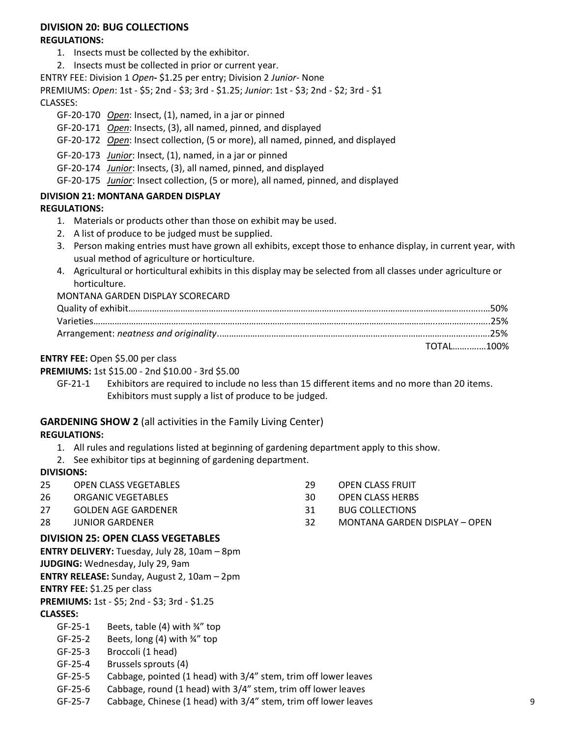### DIVISION 20: BUG COLLECTIONS

**REGULATIONS:**

1. Insects must be collected by the exhibitor.
2. Insects must be collected in prior or current year.

ENTRY FEE: Division 1 *Open***-** $1.25 per entry; Division 2 *Junior*- None

PREMIUMS: *Open*: 1st - $5; 2nd - $3; 3rd - $1.25; *Junior*: 1st - $3; 2nd - $2; 3rd - $1

CLASSES:

- GF-20-170 *__Open__*: Insect, (1), named, in a jar or pinned
- GF-20-171 *__Open__*: Insects, (3), all named, pinned, and displayed
- GF-20-172 *__Open__*: Insect collection, (5 or more), all named, pinned, and displayed
- GF-20-173 *__Junior__*: Insect, (1), named, in a jar or pinned
- GF-20-174 *__Junior__*: Insects, (3), all named, pinned, and displayed
- GF-20-175 *__Junior__*: Insect collection, (5 or more), all named, pinned, and displayed

### DIVISION 21: MONTANA GARDEN DISPLAY

**REGULATIONS:**

1. Materials or products other than those on exhibit may be used.
2. A list of produce to be judged must be supplied.
3. Person making entries must have grown all exhibits, except those to enhance display, in current year, with usual method of agriculture or horticulture.
4. Agricultural or horticultural exhibits in this display may be selected from all classes under agriculture or horticulture.

MONTANA GARDEN DISPLAY SCORECARD

| | |
|---|---|
| Quality of exhibit | 50% |
| Varieties | 25% |
| Arrangement: *neatness and originality* | 25% |
| TOTAL | 100% |

**ENTRY FEE:** Open $5.00 per class

**PREMIUMS:** 1st $15.00 - 2nd $10.00 - 3rd $5.00

GF-21-1 Exhibitors are required to include no less than 15 different items and no more than 20 items. Exhibitors must supply a list of produce to be judged.

## GARDENING SHOW 2 (all activities in the Family Living Center)

**REGULATIONS:**

1. All rules and regulations listed at beginning of gardening department apply to this show.
2. See exhibitor tips at beginning of gardening department.

**DIVISIONS:**

- 25 OPEN CLASS VEGETABLES
- 26 ORGANIC VEGETABLES
- 27 GOLDEN AGE GARDENER
- 28 JUNIOR GARDENER
- 29 OPEN CLASS FRUIT
- 30 OPEN CLASS HERBS
- 31 BUG COLLECTIONS
- 32 MONTANA GARDEN DISPLAY – OPEN

### DIVISION 25: OPEN CLASS VEGETABLES

**ENTRY DELIVERY:** Tuesday, July 28, 10am – 8pm
**JUDGING:** Wednesday, July 29, 9am
**ENTRY RELEASE:** Sunday, August 2, 10am – 2pm
**ENTRY FEE:** $1.25 per class
**PREMIUMS:** 1st - $5; 2nd - $3; 3rd - $1.25

**CLASSES:**

- GF-25-1 Beets, table (4) with ¾" top
- GF-25-2 Beets, long (4) with ¾" top
- GF-25-3 Broccoli (1 head)
- GF-25-4 Brussels sprouts (4)
- GF-25-5 Cabbage, pointed (1 head) with 3/4" stem, trim off lower leaves
- GF-25-6 Cabbage, round (1 head) with 3/4" stem, trim off lower leaves
- GF-25-7 Cabbage, Chinese (1 head) with 3/4" stem, trim off lower leaves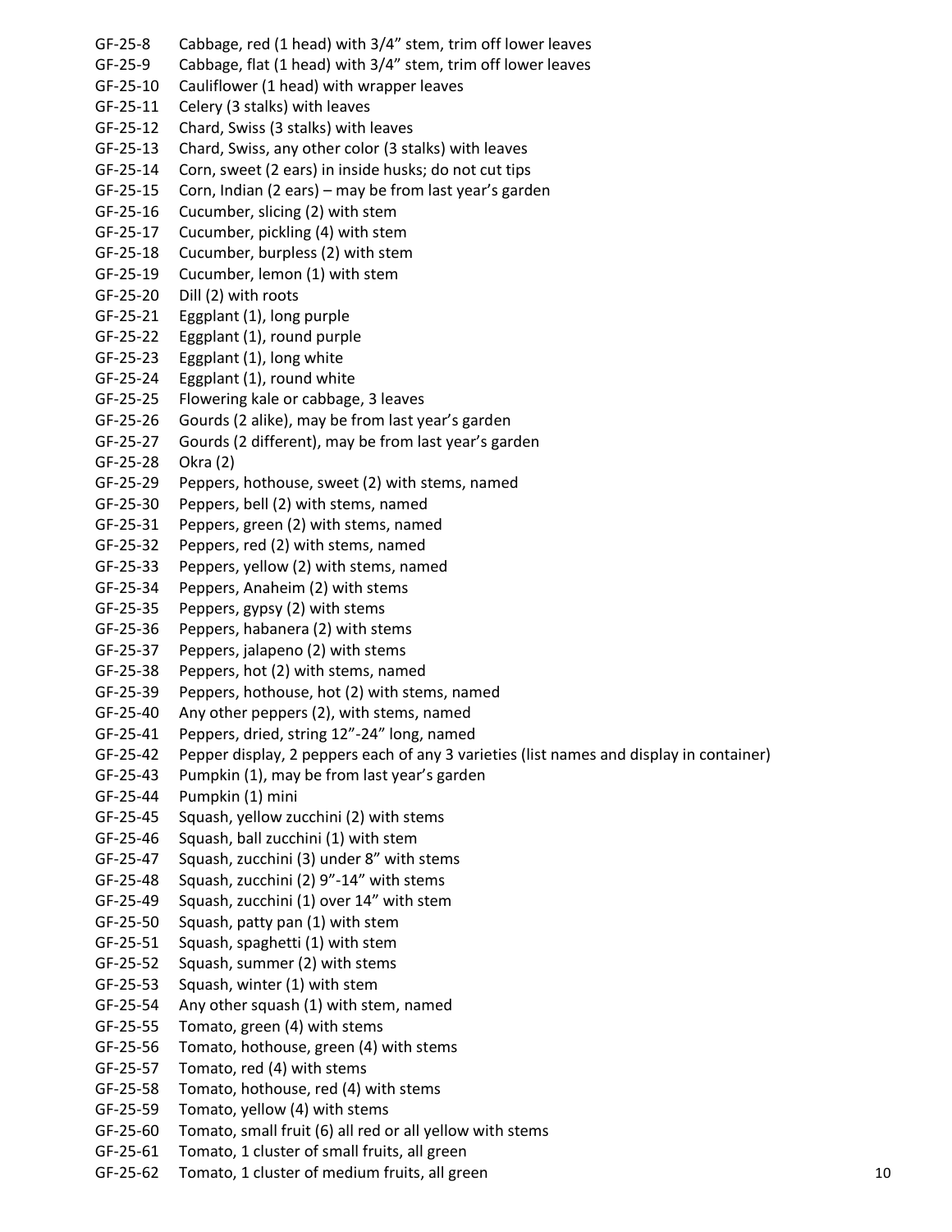GF-25-8 Cabbage, red (1 head) with 3/4" stem, trim off lower leaves
GF-25-9 Cabbage, flat (1 head) with 3/4" stem, trim off lower leaves
GF-25-10 Cauliflower (1 head) with wrapper leaves
GF-25-11 Celery (3 stalks) with leaves
GF-25-12 Chard, Swiss (3 stalks) with leaves
GF-25-13 Chard, Swiss, any other color (3 stalks) with leaves
GF-25-14 Corn, sweet (2 ears) in inside husks; do not cut tips
GF-25-15 Corn, Indian (2 ears) – may be from last year's garden
GF-25-16 Cucumber, slicing (2) with stem
GF-25-17 Cucumber, pickling (4) with stem
GF-25-18 Cucumber, burpless (2) with stem
GF-25-19 Cucumber, lemon (1) with stem
GF-25-20 Dill (2) with roots
GF-25-21 Eggplant (1), long purple
GF-25-22 Eggplant (1), round purple
GF-25-23 Eggplant (1), long white
GF-25-24 Eggplant (1), round white
GF-25-25 Flowering kale or cabbage, 3 leaves
GF-25-26 Gourds (2 alike), may be from last year's garden
GF-25-27 Gourds (2 different), may be from last year's garden
GF-25-28 Okra (2)
GF-25-29 Peppers, hothouse, sweet (2) with stems, named
GF-25-30 Peppers, bell (2) with stems, named
GF-25-31 Peppers, green (2) with stems, named
GF-25-32 Peppers, red (2) with stems, named
GF-25-33 Peppers, yellow (2) with stems, named
GF-25-34 Peppers, Anaheim (2) with stems
GF-25-35 Peppers, gypsy (2) with stems
GF-25-36 Peppers, habanera (2) with stems
GF-25-37 Peppers, jalapeno (2) with stems
GF-25-38 Peppers, hot (2) with stems, named
GF-25-39 Peppers, hothouse, hot (2) with stems, named
GF-25-40 Any other peppers (2), with stems, named
GF-25-41 Peppers, dried, string 12"-24" long, named
GF-25-42 Pepper display, 2 peppers each of any 3 varieties (list names and display in container)
GF-25-43 Pumpkin (1), may be from last year's garden
GF-25-44 Pumpkin (1) mini
GF-25-45 Squash, yellow zucchini (2) with stems
GF-25-46 Squash, ball zucchini (1) with stem
GF-25-47 Squash, zucchini (3) under 8" with stems
GF-25-48 Squash, zucchini (2) 9"-14" with stems
GF-25-49 Squash, zucchini (1) over 14" with stem
GF-25-50 Squash, patty pan (1) with stem
GF-25-51 Squash, spaghetti (1) with stem
GF-25-52 Squash, summer (2) with stems
GF-25-53 Squash, winter (1) with stem
GF-25-54 Any other squash (1) with stem, named
GF-25-55 Tomato, green (4) with stems
GF-25-56 Tomato, hothouse, green (4) with stems
GF-25-57 Tomato, red (4) with stems
GF-25-58 Tomato, hothouse, red (4) with stems
GF-25-59 Tomato, yellow (4) with stems
GF-25-60 Tomato, small fruit (6) all red or all yellow with stems
GF-25-61 Tomato, 1 cluster of small fruits, all green
GF-25-62 Tomato, 1 cluster of medium fruits, all green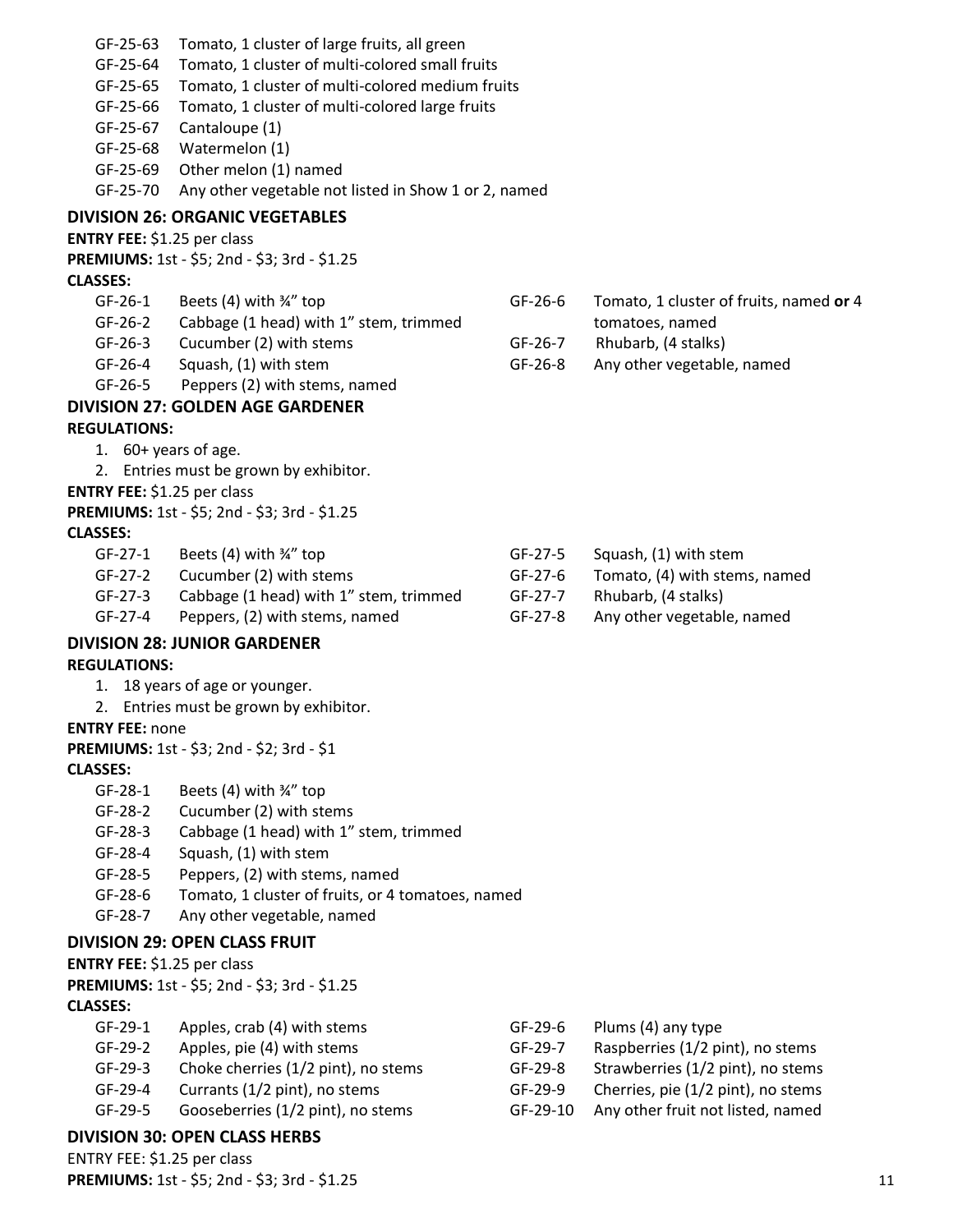GF-25-63 Tomato, 1 cluster of large fruits, all green
GF-25-64 Tomato, 1 cluster of multi-colored small fruits
GF-25-65 Tomato, 1 cluster of multi-colored medium fruits
GF-25-66 Tomato, 1 cluster of multi-colored large fruits
GF-25-67 Cantaloupe (1)
GF-25-68 Watermelon (1)
GF-25-69 Other melon (1) named
GF-25-70 Any other vegetable not listed in Show 1 or 2, named

### DIVISION 26: ORGANIC VEGETABLES

**ENTRY FEE:** $1.25 per class
**PREMIUMS:** 1st - $5; 2nd - $3; 3rd - $1.25
**CLASSES:**

GF-26-1 Beets (4) with ¾" top
GF-26-2 Cabbage (1 head) with 1" stem, trimmed
GF-26-3 Cucumber (2) with stems
GF-26-4 Squash, (1) with stem
GF-26-5 Peppers (2) with stems, named
GF-26-6 Tomato, 1 cluster of fruits, named **or** 4 tomatoes, named
GF-26-7 Rhubarb, (4 stalks)
GF-26-8 Any other vegetable, named

### DIVISION 27: GOLDEN AGE GARDENER

**REGULATIONS:**

1. 60+ years of age.
2. Entries must be grown by exhibitor.

**ENTRY FEE:** $1.25 per class
**PREMIUMS:** 1st - $5; 2nd - $3; 3rd - $1.25
**CLASSES:**

GF-27-1 Beets (4) with ¾" top
GF-27-2 Cucumber (2) with stems
GF-27-3 Cabbage (1 head) with 1" stem, trimmed
GF-27-4 Peppers, (2) with stems, named
GF-27-5 Squash, (1) with stem
GF-27-6 Tomato, (4) with stems, named
GF-27-7 Rhubarb, (4 stalks)
GF-27-8 Any other vegetable, named

### DIVISION 28: JUNIOR GARDENER

**REGULATIONS:**

1. 18 years of age or younger.
2. Entries must be grown by exhibitor.

**ENTRY FEE:** none
**PREMIUMS:** 1st - $3; 2nd - $2; 3rd - $1
**CLASSES:**

GF-28-1 Beets (4) with ¾" top
GF-28-2 Cucumber (2) with stems
GF-28-3 Cabbage (1 head) with 1" stem, trimmed
GF-28-4 Squash, (1) with stem
GF-28-5 Peppers, (2) with stems, named
GF-28-6 Tomato, 1 cluster of fruits, or 4 tomatoes, named
GF-28-7 Any other vegetable, named

### DIVISION 29: OPEN CLASS FRUIT

**ENTRY FEE:** $1.25 per class
**PREMIUMS:** 1st - $5; 2nd - $3; 3rd - $1.25
**CLASSES:**

GF-29-1 Apples, crab (4) with stems
GF-29-2 Apples, pie (4) with stems
GF-29-3 Choke cherries (1/2 pint), no stems
GF-29-4 Currants (1/2 pint), no stems
GF-29-5 Gooseberries (1/2 pint), no stems
GF-29-6 Plums (4) any type
GF-29-7 Raspberries (1/2 pint), no stems
GF-29-8 Strawberries (1/2 pint), no stems
GF-29-9 Cherries, pie (1/2 pint), no stems
GF-29-10 Any other fruit not listed, named

### DIVISION 30: OPEN CLASS HERBS

ENTRY FEE: $1.25 per class
**PREMIUMS:** 1st - $5; 2nd - $3; 3rd - $1.25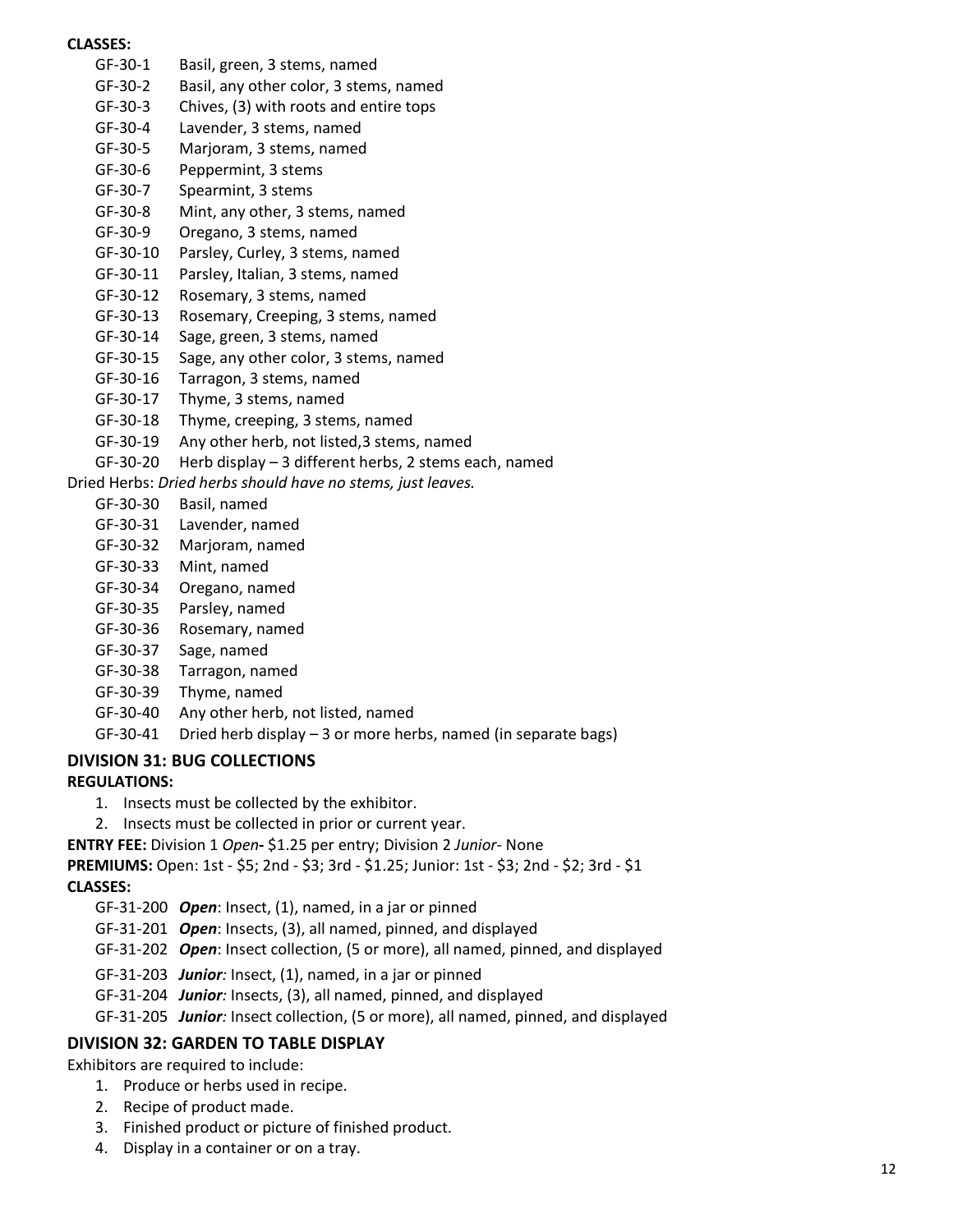**CLASSES:**

- GF-30-1 Basil, green, 3 stems, named
- GF-30-2 Basil, any other color, 3 stems, named
- GF-30-3 Chives, (3) with roots and entire tops
- GF-30-4 Lavender, 3 stems, named
- GF-30-5 Marjoram, 3 stems, named
- GF-30-6 Peppermint, 3 stems
- GF-30-7 Spearmint, 3 stems
- GF-30-8 Mint, any other, 3 stems, named
- GF-30-9 Oregano, 3 stems, named
- GF-30-10 Parsley, Curley, 3 stems, named
- GF-30-11 Parsley, Italian, 3 stems, named
- GF-30-12 Rosemary, 3 stems, named
- GF-30-13 Rosemary, Creeping, 3 stems, named
- GF-30-14 Sage, green, 3 stems, named
- GF-30-15 Sage, any other color, 3 stems, named
- GF-30-16 Tarragon, 3 stems, named
- GF-30-17 Thyme, 3 stems, named
- GF-30-18 Thyme, creeping, 3 stems, named
- GF-30-19 Any other herb, not listed,3 stems, named
- GF-30-20 Herb display – 3 different herbs, 2 stems each, named

Dried Herbs: *Dried herbs should have no stems, just leaves.*

- GF-30-30 Basil, named
- GF-30-31 Lavender, named
- GF-30-32 Marjoram, named
- GF-30-33 Mint, named
- GF-30-34 Oregano, named
- GF-30-35 Parsley, named
- GF-30-36 Rosemary, named
- GF-30-37 Sage, named
- GF-30-38 Tarragon, named
- GF-30-39 Thyme, named
- GF-30-40 Any other herb, not listed, named
- GF-30-41 Dried herb display – 3 or more herbs, named (in separate bags)

## DIVISION 31: BUG COLLECTIONS

**REGULATIONS:**

1. Insects must be collected by the exhibitor.
2. Insects must be collected in prior or current year.

**ENTRY FEE:** Division 1 *Open***-** $1.25 per entry; Division 2 *Junior*- None

**PREMIUMS:** Open: 1st - $5; 2nd - $3; 3rd - $1.25; Junior: 1st - $3; 2nd - $2; 3rd - $1

**CLASSES:**

- GF-31-200 ***Open***: Insect, (1), named, in a jar or pinned
- GF-31-201 ***Open***: Insects, (3), all named, pinned, and displayed
- GF-31-202 ***Open***: Insect collection, (5 or more), all named, pinned, and displayed
- GF-31-203 ***Junior****:* Insect, (1), named, in a jar or pinned
- GF-31-204 ***Junior****:* Insects, (3), all named, pinned, and displayed
- GF-31-205 ***Junior****:* Insect collection, (5 or more), all named, pinned, and displayed

## DIVISION 32: GARDEN TO TABLE DISPLAY

Exhibitors are required to include:

1. Produce or herbs used in recipe.
2. Recipe of product made.
3. Finished product or picture of finished product.
4. Display in a container or on a tray.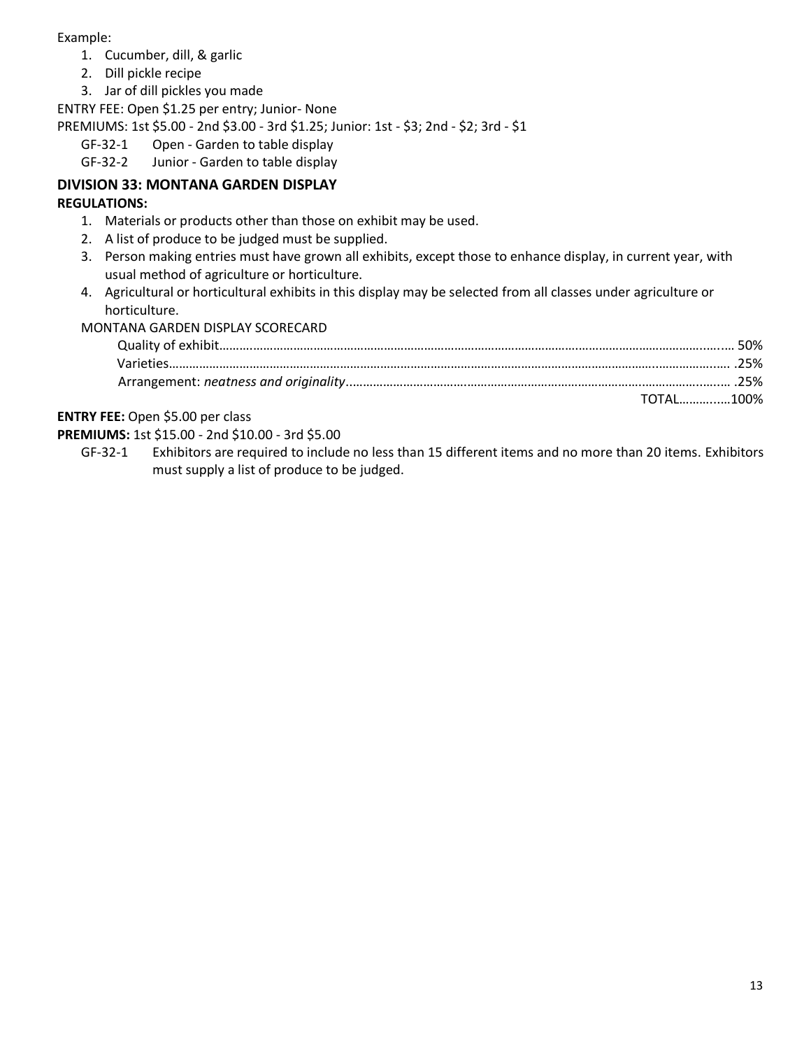Example:

1. Cucumber, dill, & garlic
2. Dill pickle recipe
3. Jar of dill pickles you made

ENTRY FEE: Open $1.25 per entry; Junior- None

PREMIUMS: 1st $5.00 - 2nd $3.00 - 3rd $1.25; Junior: 1st - $3; 2nd - $2; 3rd - $1

GF-32-1 Open - Garden to table display

GF-32-2 Junior - Garden to table display

## DIVISION 33: MONTANA GARDEN DISPLAY

**REGULATIONS:**

1. Materials or products other than those on exhibit may be used.
2. A list of produce to be judged must be supplied.
3. Person making entries must have grown all exhibits, except those to enhance display, in current year, with usual method of agriculture or horticulture.
4. Agricultural or horticultural exhibits in this display may be selected from all classes under agriculture or horticulture.

MONTANA GARDEN DISPLAY SCORECARD

| | |
|---|---|
| Quality of exhibit | 50% |
| Varieties | .25% |
| Arrangement: *neatness and originality* | .25% |
| TOTAL | 100% |

**ENTRY FEE:** Open $5.00 per class

**PREMIUMS:** 1st $15.00 - 2nd $10.00 - 3rd $5.00

GF-32-1 Exhibitors are required to include no less than 15 different items and no more than 20 items. Exhibitors must supply a list of produce to be judged.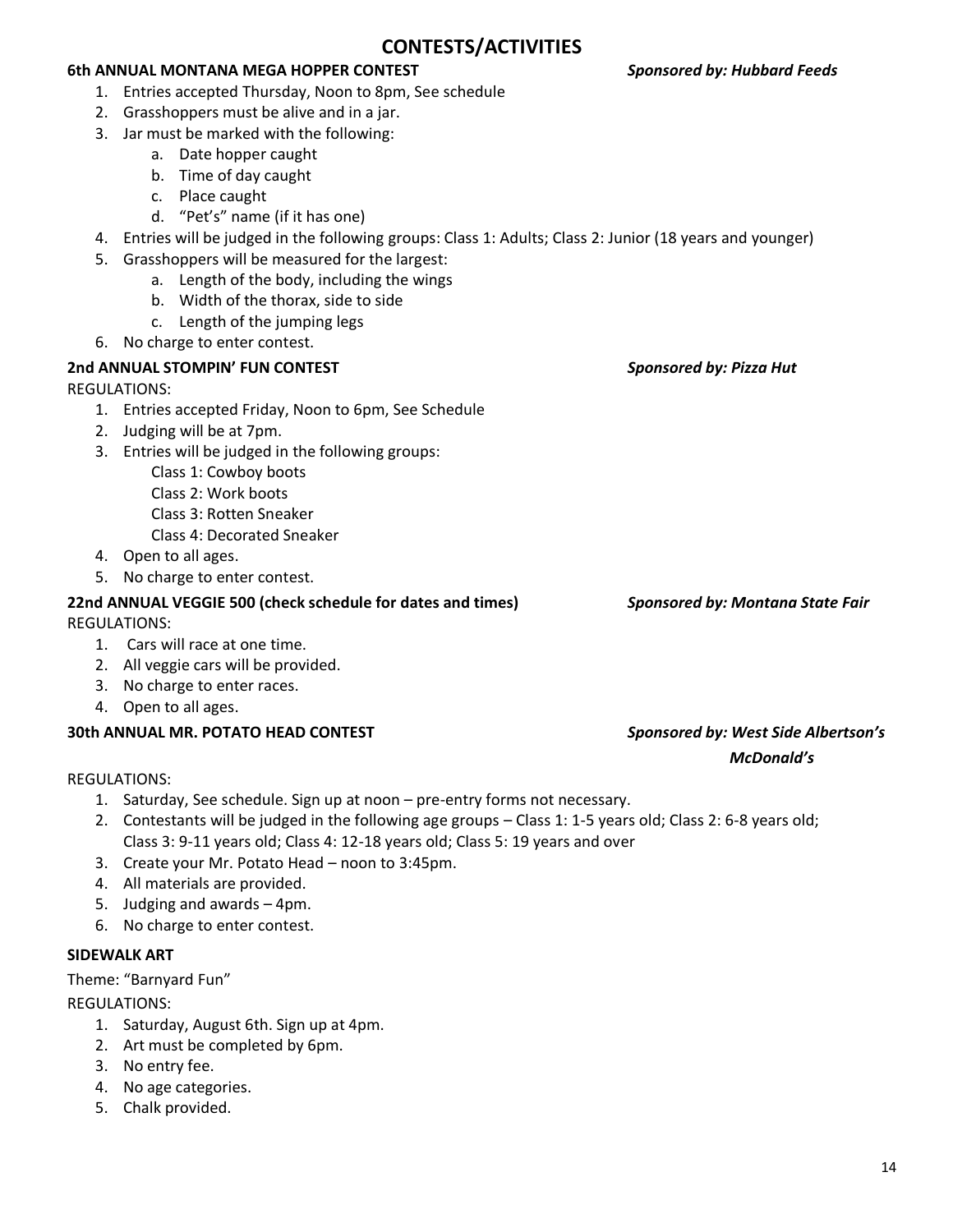# CONTESTS/ACTIVITIES

### 6th ANNUAL MONTANA MEGA HOPPER CONTEST

*Sponsored by: Hubbard Feeds*

1. Entries accepted Thursday, Noon to 8pm, See schedule
2. Grasshoppers must be alive and in a jar.
3. Jar must be marked with the following:
    a. Date hopper caught
    b. Time of day caught
    c. Place caught
    d. "Pet's" name (if it has one)
4. Entries will be judged in the following groups: Class 1: Adults; Class 2: Junior (18 years and younger)
5. Grasshoppers will be measured for the largest:
    a. Length of the body, including the wings
    b. Width of the thorax, side to side
    c. Length of the jumping legs
6. No charge to enter contest.

### 2nd ANNUAL STOMPIN' FUN CONTEST

*Sponsored by: Pizza Hut*

REGULATIONS:

1. Entries accepted Friday, Noon to 6pm, See Schedule
2. Judging will be at 7pm.
3. Entries will be judged in the following groups:
    - Class 1: Cowboy boots
    - Class 2: Work boots
    - Class 3: Rotten Sneaker
    - Class 4: Decorated Sneaker
4. Open to all ages.
5. No charge to enter contest.

### 22nd ANNUAL VEGGIE 500 (check schedule for dates and times)

*Sponsored by: Montana State Fair*

REGULATIONS:

1. Cars will race at one time.
2. All veggie cars will be provided.
3. No charge to enter races.
4. Open to all ages.

### 30th ANNUAL MR. POTATO HEAD CONTEST

*Sponsored by: West Side Albertson's*
*McDonald's*

REGULATIONS:

1. Saturday, See schedule. Sign up at noon – pre-entry forms not necessary.
2. Contestants will be judged in the following age groups – Class 1: 1-5 years old; Class 2: 6-8 years old; Class 3: 9-11 years old; Class 4: 12-18 years old; Class 5: 19 years and over
3. Create your Mr. Potato Head – noon to 3:45pm.
4. All materials are provided.
5. Judging and awards – 4pm.
6. No charge to enter contest.

### SIDEWALK ART

Theme: "Barnyard Fun"

REGULATIONS:

1. Saturday, August 6th. Sign up at 4pm.
2. Art must be completed by 6pm.
3. No entry fee.
4. No age categories.
5. Chalk provided.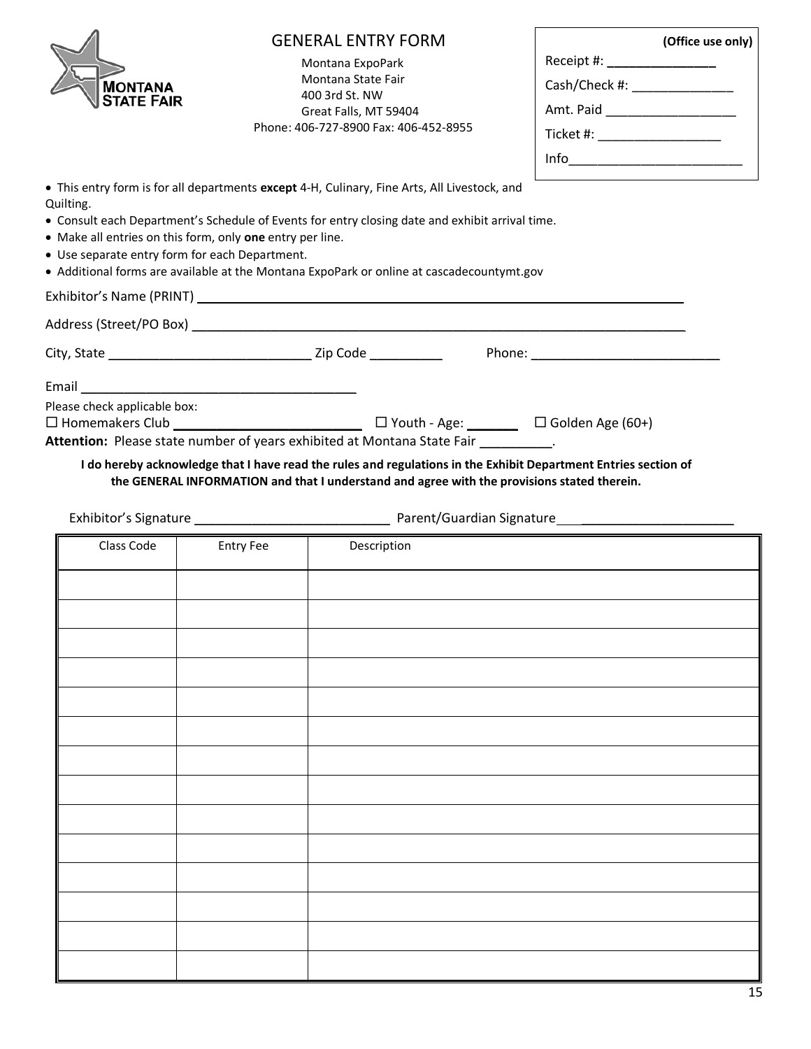# GENERAL ENTRY FORM

Montana ExpoPark
Montana State Fair
400 3rd St. NW
Great Falls, MT 59404
Phone: 406-727-8900 Fax: 406-452-8955

**(Office use only)**
Receipt #: _______________
Cash/Check #: _______________
Amt. Paid _______________
Ticket #: _______________
Info_______________

- This entry form is for all departments **except** 4-H, Culinary, Fine Arts, All Livestock, and Quilting.
- Consult each Department's Schedule of Events for entry closing date and exhibit arrival time.
- Make all entries on this form, only **one** entry per line.
- Use separate entry form for each Department.
- Additional forms are available at the Montana ExpoPark or online at cascadecountymt.gov

Exhibitor's Name (PRINT) _______________________________________________

Address (Street/PO Box) _______________________________________________

City, State ___________________________ Zip Code __________ Phone: __________________________

Email ______________________________________

Please check applicable box:
☐ Homemakers Club __________________________ ☐ Youth - Age: _______ ☐ Golden Age (60+)

**Attention:** Please state number of years exhibited at Montana State Fair __________.

**I do hereby acknowledge that I have read the rules and regulations in the Exhibit Department Entries section of the GENERAL INFORMATION and that I understand and agree with the provisions stated therein.**

Exhibitor's Signature __________________________ Parent/Guardian Signature __________________________

| Class Code | Entry Fee | Description |
|---|---|---|
| | | |
| | | |
| | | |
| | | |
| | | |
| | | |
| | | |
| | | |
| | | |
| | | |
| | | |
| | | |
| | | |
| | | |